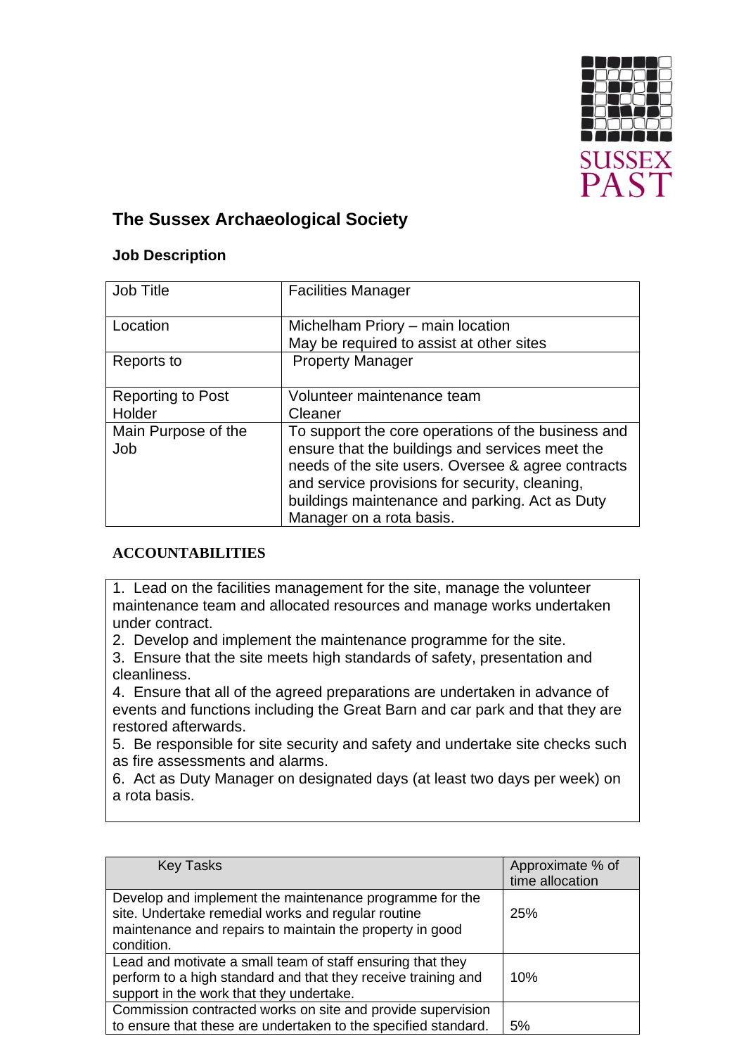# The Sussex Archaeological Society

## Job Description

| Job Title | Facilities Manager |
|---|---|
| Location | Michelham Priory – main location<br>May be required to assist at other sites |
| Reports to | Property Manager |
| Reporting to Post Holder | Volunteer maintenance team<br>Cleaner |
| Main Purpose of the Job | To support the core operations of the business and ensure that the buildings and services meet the needs of the site users. Oversee & agree contracts and service provisions for security, cleaning, buildings maintenance and parking. Act as Duty Manager on a rota basis. |

## ACCOUNTABILITIES

1. Lead on the facilities management for the site, manage the volunteer maintenance team and allocated resources and manage works undertaken under contract.
2. Develop and implement the maintenance programme for the site.
3. Ensure that the site meets high standards of safety, presentation and cleanliness.
4. Ensure that all of the agreed preparations are undertaken in advance of events and functions including the Great Barn and car park and that they are restored afterwards.
5. Be responsible for site security and safety and undertake site checks such as fire assessments and alarms.
6. Act as Duty Manager on designated days (at least two days per week) on a rota basis.

| Key Tasks | Approximate % of time allocation |
|---|---|
| Develop and implement the maintenance programme for the site. Undertake remedial works and regular routine maintenance and repairs to maintain the property in good condition. | 25% |
| Lead and motivate a small team of staff ensuring that they perform to a high standard and that they receive training and support in the work that they undertake. | 10% |
| Commission contracted works on site and provide supervision to ensure that these are undertaken to the specified standard. | 5% |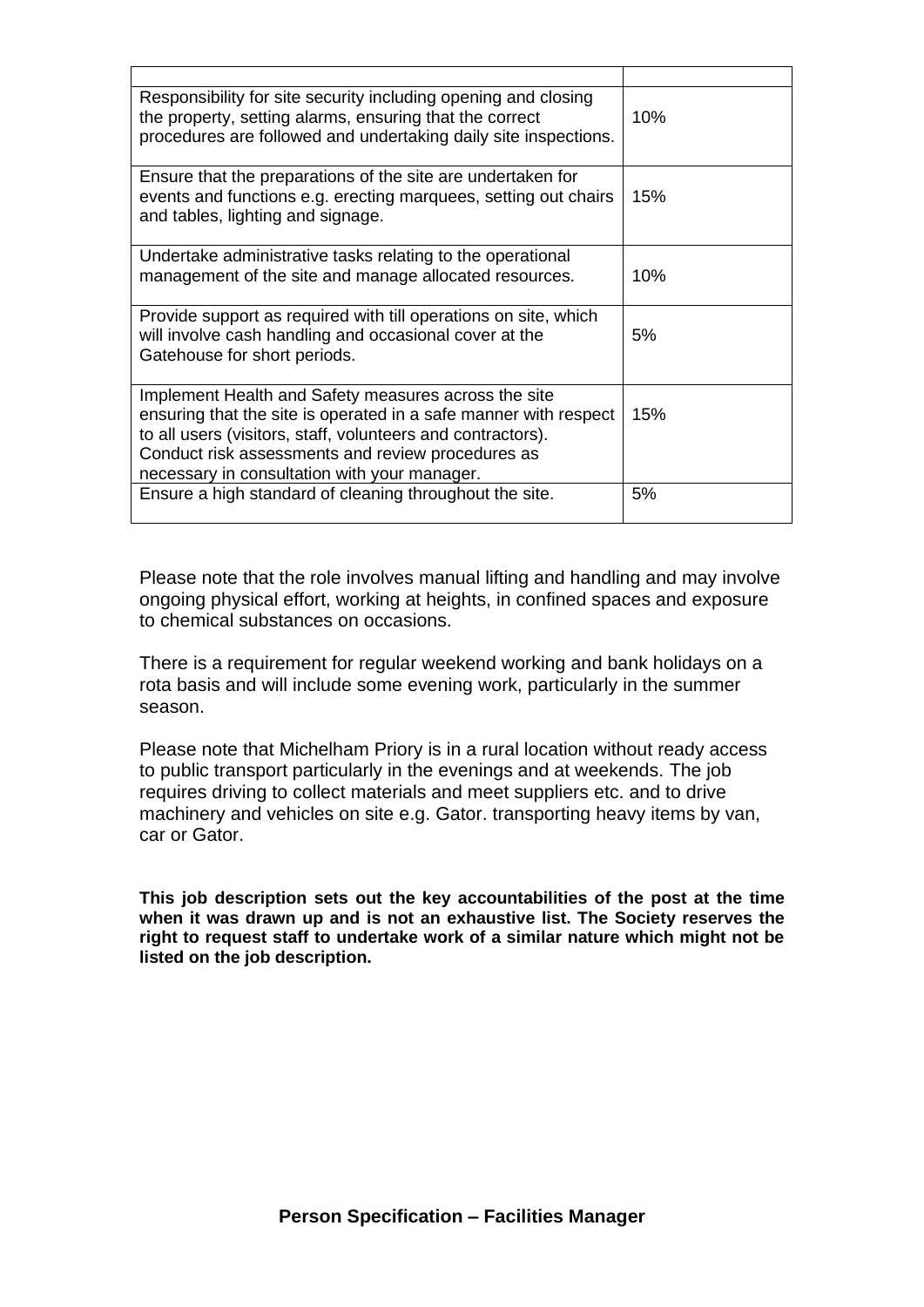| | |
|---|---|
| Responsibility for site security including opening and closing the property, setting alarms, ensuring that the correct procedures are followed and undertaking daily site inspections. | 10% |
| Ensure that the preparations of the site are undertaken for events and functions e.g. erecting marquees, setting out chairs and tables, lighting and signage. | 15% |
| Undertake administrative tasks relating to the operational management of the site and manage allocated resources. | 10% |
| Provide support as required with till operations on site, which will involve cash handling and occasional cover at the Gatehouse for short periods. | 5% |
| Implement Health and Safety measures across the site ensuring that the site is operated in a safe manner with respect to all users (visitors, staff, volunteers and contractors). Conduct risk assessments and review procedures as necessary in consultation with your manager. | 15% |
| Ensure a high standard of cleaning throughout the site. | 5% |

Please note that the role involves manual lifting and handling and may involve ongoing physical effort, working at heights, in confined spaces and exposure to chemical substances on occasions.

There is a requirement for regular weekend working and bank holidays on a rota basis and will include some evening work, particularly in the summer season.

Please note that Michelham Priory is in a rural location without ready access to public transport particularly in the evenings and at weekends. The job requires driving to collect materials and meet suppliers etc. and to drive machinery and vehicles on site e.g. Gator. transporting heavy items by van, car or Gator.

**This job description sets out the key accountabilities of the post at the time when it was drawn up and is not an exhaustive list. The Society reserves the right to request staff to undertake work of a similar nature which might not be listed on the job description.**

## Person Specification – Facilities Manager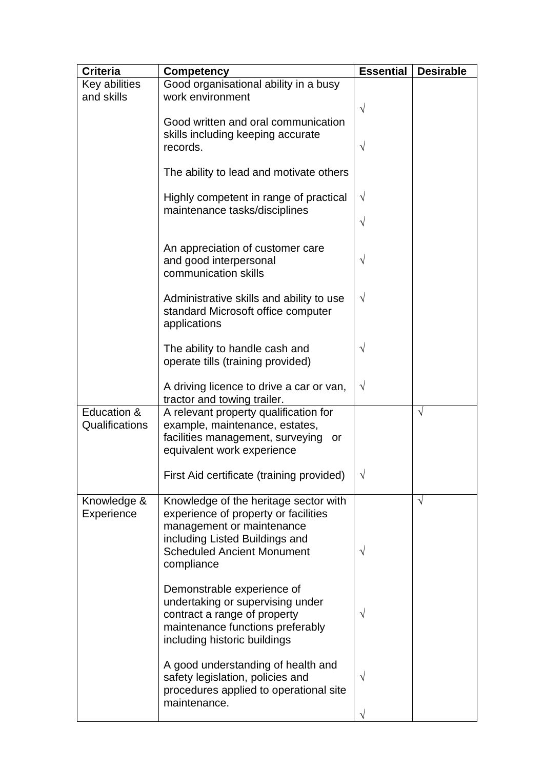| Criteria | Competency | Essential | Desirable |
|---|---|---|---|
| Key abilities and skills | Good organisational ability in a busy work environment | √ | |
| | Good written and oral communication skills including keeping accurate records. | √ | |
| | The ability to lead and motivate others | √ | |
| | Highly competent in range of practical maintenance tasks/disciplines | √ | |
| | An appreciation of customer care and good interpersonal communication skills | √ | |
| | Administrative skills and ability to use standard Microsoft office computer applications | √ | |
| | The ability to handle cash and operate tills (training provided) | √ | |
| | A driving licence to drive a car or van, tractor and towing trailer. | √ | |
| Education & Qualifications | A relevant property qualification for example, maintenance, estates, facilities management, surveying or equivalent work experience | | √ |
| | First Aid certificate (training provided) | √ | |
| Knowledge & Experience | Knowledge of the heritage sector with experience of property or facilities management or maintenance including Listed Buildings and Scheduled Ancient Monument compliance | √ | √ |
| | Demonstrable experience of undertaking or supervising under contract a range of property maintenance functions preferably including historic buildings | √ | |
| | A good understanding of health and safety legislation, policies and procedures applied to operational site maintenance. | √ √ | |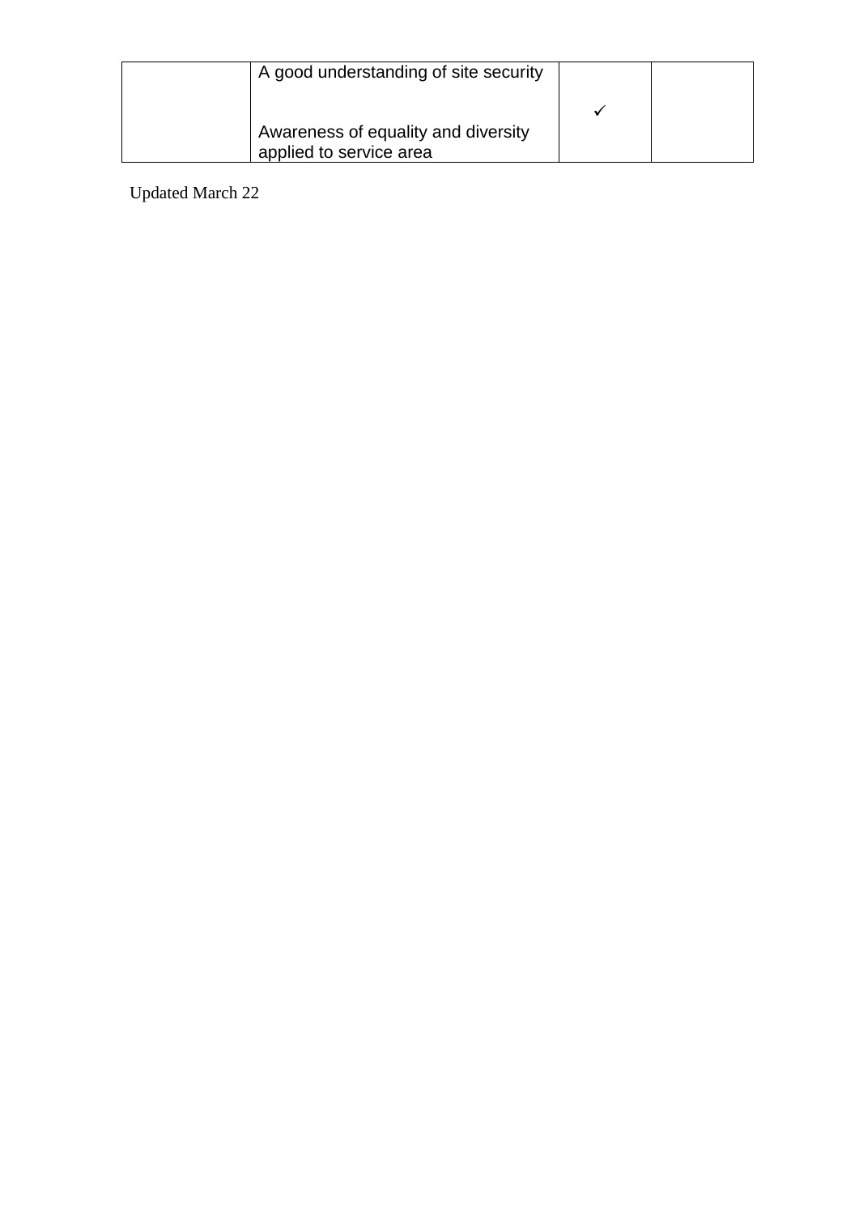| | | | |
|---|---|---|---|
| | A good understanding of site security<br><br>Awareness of equality and diversity applied to service area | ✓ | |

Updated March 22